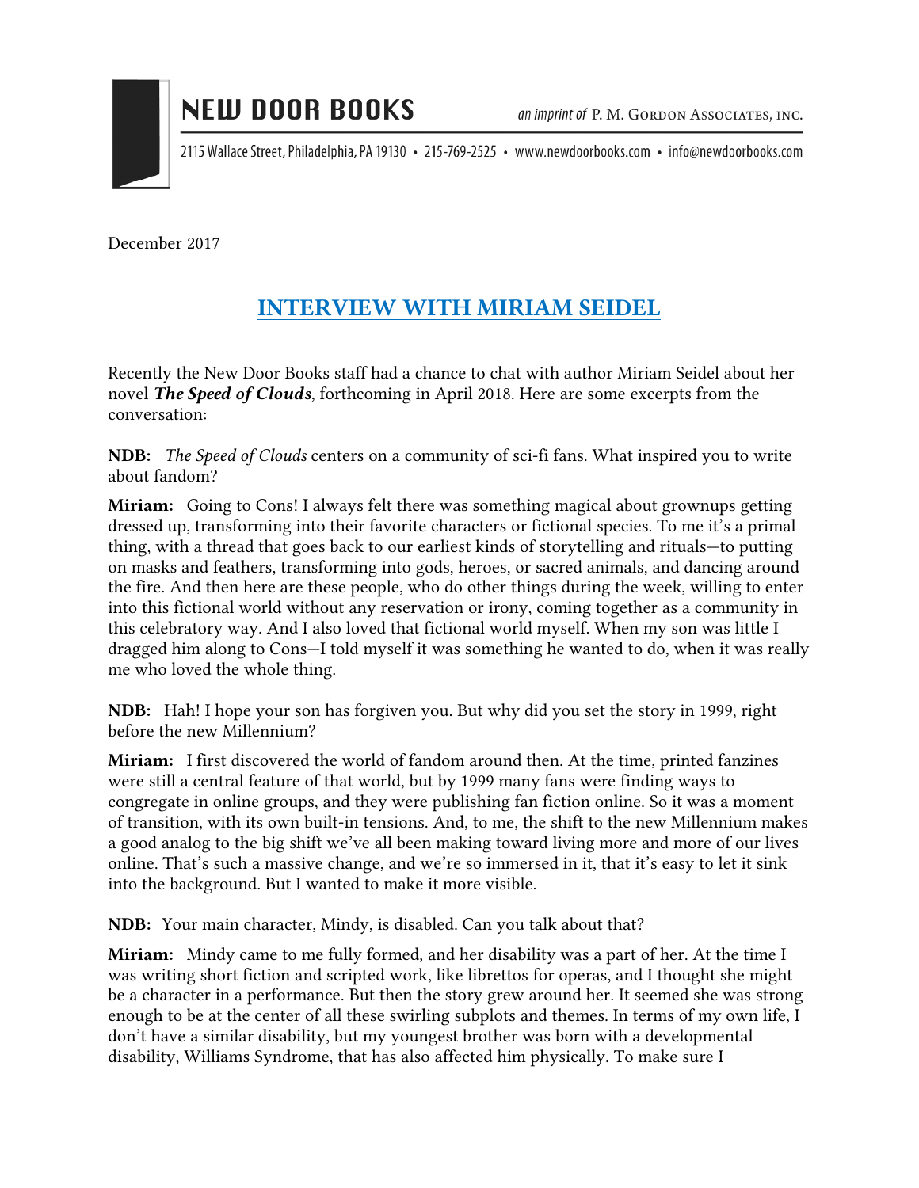# NEW DOOR BOOKS

*an imprint of* P. M. Gordon Associates, Inc.

2115 Wallace Street, Philadelphia, PA 19130 • 215-769-2525 • www.newdoorbooks.com • info@newdoorbooks.com

December 2017

## INTERVIEW WITH MIRIAM SEIDEL

Recently the New Door Books staff had a chance to chat with author Miriam Seidel about her novel ***The Speed of Clouds***, forthcoming in April 2018. Here are some excerpts from the conversation:

**NDB:** *The Speed of Clouds* centers on a community of sci-fi fans. What inspired you to write about fandom?

**Miriam:** Going to Cons! I always felt there was something magical about grownups getting dressed up, transforming into their favorite characters or fictional species. To me it's a primal thing, with a thread that goes back to our earliest kinds of storytelling and rituals—to putting on masks and feathers, transforming into gods, heroes, or sacred animals, and dancing around the fire. And then here are these people, who do other things during the week, willing to enter into this fictional world without any reservation or irony, coming together as a community in this celebratory way. And I also loved that fictional world myself. When my son was little I dragged him along to Cons—I told myself it was something he wanted to do, when it was really me who loved the whole thing.

**NDB:** Hah! I hope your son has forgiven you. But why did you set the story in 1999, right before the new Millennium?

**Miriam:** I first discovered the world of fandom around then. At the time, printed fanzines were still a central feature of that world, but by 1999 many fans were finding ways to congregate in online groups, and they were publishing fan fiction online. So it was a moment of transition, with its own built-in tensions. And, to me, the shift to the new Millennium makes a good analog to the big shift we've all been making toward living more and more of our lives online. That's such a massive change, and we're so immersed in it, that it's easy to let it sink into the background. But I wanted to make it more visible.

**NDB:** Your main character, Mindy, is disabled. Can you talk about that?

**Miriam:** Mindy came to me fully formed, and her disability was a part of her. At the time I was writing short fiction and scripted work, like librettos for operas, and I thought she might be a character in a performance. But then the story grew around her. It seemed she was strong enough to be at the center of all these swirling subplots and themes. In terms of my own life, I don't have a similar disability, but my youngest brother was born with a developmental disability, Williams Syndrome, that has also affected him physically. To make sure I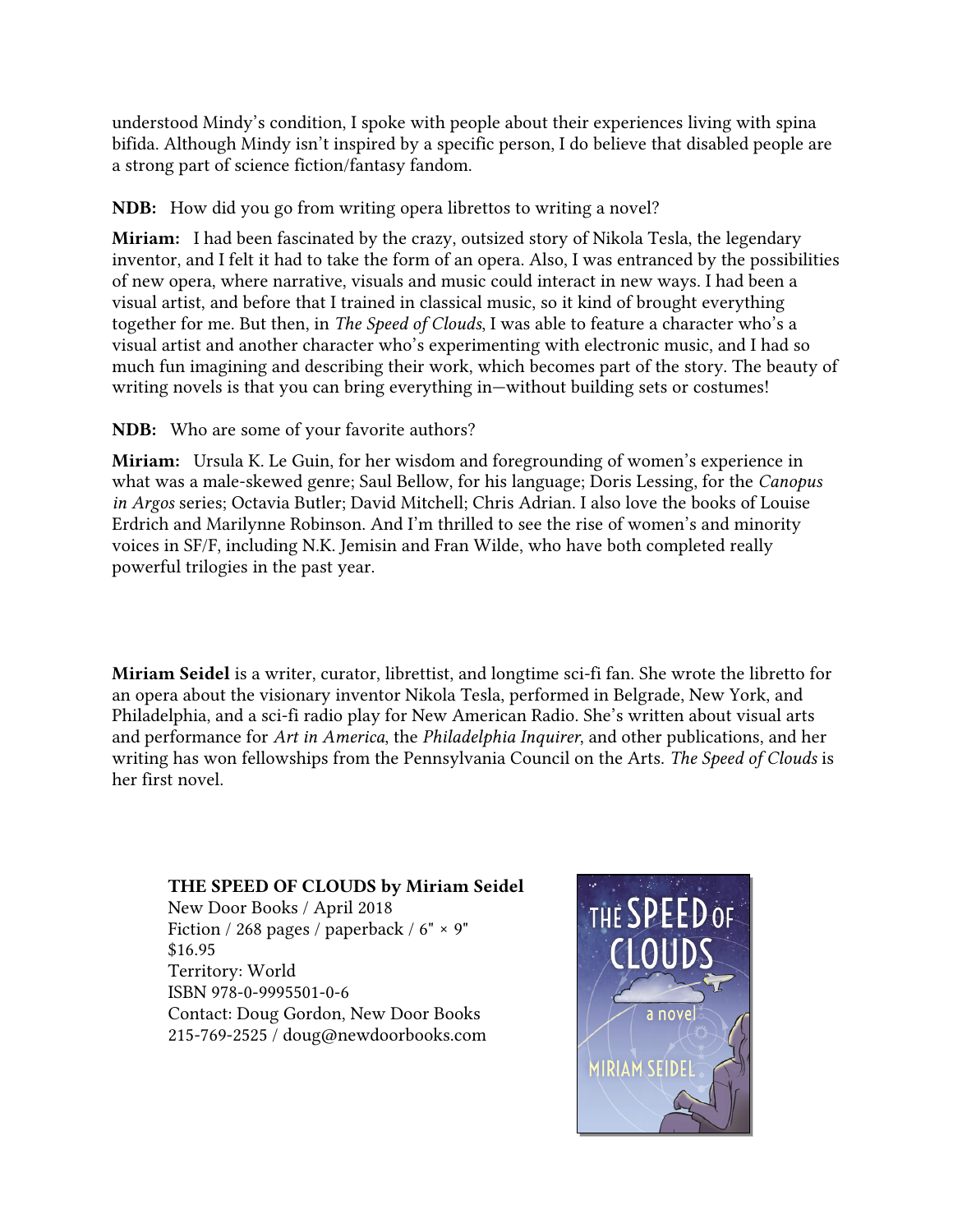understood Mindy's condition, I spoke with people about their experiences living with spina bifida. Although Mindy isn't inspired by a specific person, I do believe that disabled people are a strong part of science fiction/fantasy fandom.

**NDB:** How did you go from writing opera librettos to writing a novel?

**Miriam:** I had been fascinated by the crazy, outsized story of Nikola Tesla, the legendary inventor, and I felt it had to take the form of an opera. Also, I was entranced by the possibilities of new opera, where narrative, visuals and music could interact in new ways. I had been a visual artist, and before that I trained in classical music, so it kind of brought everything together for me. But then, in *The Speed of Clouds*, I was able to feature a character who's a visual artist and another character who's experimenting with electronic music, and I had so much fun imagining and describing their work, which becomes part of the story. The beauty of writing novels is that you can bring everything in—without building sets or costumes!

**NDB:** Who are some of your favorite authors?

**Miriam:** Ursula K. Le Guin, for her wisdom and foregrounding of women's experience in what was a male-skewed genre; Saul Bellow, for his language; Doris Lessing, for the *Canopus in Argos* series; Octavia Butler; David Mitchell; Chris Adrian. I also love the books of Louise Erdrich and Marilynne Robinson. And I'm thrilled to see the rise of women's and minority voices in SF/F, including N.K. Jemisin and Fran Wilde, who have both completed really powerful trilogies in the past year.

**Miriam Seidel** is a writer, curator, librettist, and longtime sci-fi fan. She wrote the libretto for an opera about the visionary inventor Nikola Tesla, performed in Belgrade, New York, and Philadelphia, and a sci-fi radio play for New American Radio. She's written about visual arts and performance for *Art in America*, the *Philadelphia Inquirer*, and other publications, and her writing has won fellowships from the Pennsylvania Council on the Arts. *The Speed of Clouds* is her first novel.

**THE SPEED OF CLOUDS by Miriam Seidel**
New Door Books / April 2018
Fiction / 268 pages / paperback / 6" × 9"
$16.95
Territory: World
ISBN 978-0-9995501-0-6
Contact: Doug Gordon, New Door Books
215-769-2525 / doug@newdoorbooks.com